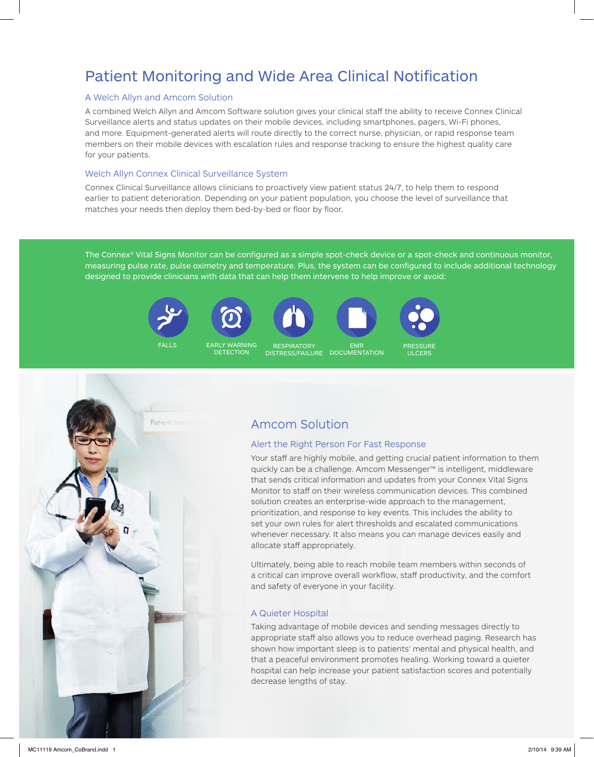# Patient Monitoring and Wide Area Clinical Notification

## A Welch Allyn and Amcom Solution

A combined Welch Allyn and Amcom Software solution gives your clinical staff the ability to receive Connex Clinical Surveillance alerts and status updates on their mobile devices, including smartphones, pagers, Wi-Fi phones, and more. Equipment-generated alerts will route directly to the correct nurse, physician, or rapid response team members on their mobile devices with escalation rules and response tracking to ensure the highest quality care for your patients.

## Welch Allyn Connex Clinical Surveillance System

Connex Clinical Surveillance allows clinicians to proactively view patient status 24/7, to help them to respond earlier to patient deterioration. Depending on your patient population, you choose the level of surveillance that matches your needs then deploy them bed-by-bed or floor by floor.

The Connex® Vital Signs Monitor can be configured as a simple spot-check device or a spot-check and continuous monitor, measuring pulse rate, pulse oximetry and temperature. Plus, the system can be configured to include additional technology designed to provide clinicians with data that can help them intervene to help improve or avoid:

- FALLS
- EARLY WARNING DETECTION
- RESPIRATORY DISTRESS/FAILURE
- EMR DOCUMENTATION
- PRESSURE ULCERS

## Amcom Solution

### Alert the Right Person For Fast Response

Your staff are highly mobile, and getting crucial patient information to them quickly can be a challenge. Amcom Messenger™ is intelligent, middleware that sends critical information and updates from your Connex Vital Signs Monitor to staff on their wireless communication devices. This combined solution creates an enterprise-wide approach to the management, prioritization, and response to key events. This includes the ability to set your own rules for alert thresholds and escalated communications whenever necessary. It also means you can manage devices easily and allocate staff appropriately.

Ultimately, being able to reach mobile team members within seconds of a critical can improve overall workflow, staff productivity, and the comfort and safety of everyone in your facility.

### A Quieter Hospital

Taking advantage of mobile devices and sending messages directly to appropriate staff also allows you to reduce overhead paging. Research has shown how important sleep is to patients' mental and physical health, and that a peaceful environment promotes healing. Working toward a quieter hospital can help increase your patient satisfaction scores and potentially decrease lengths of stay.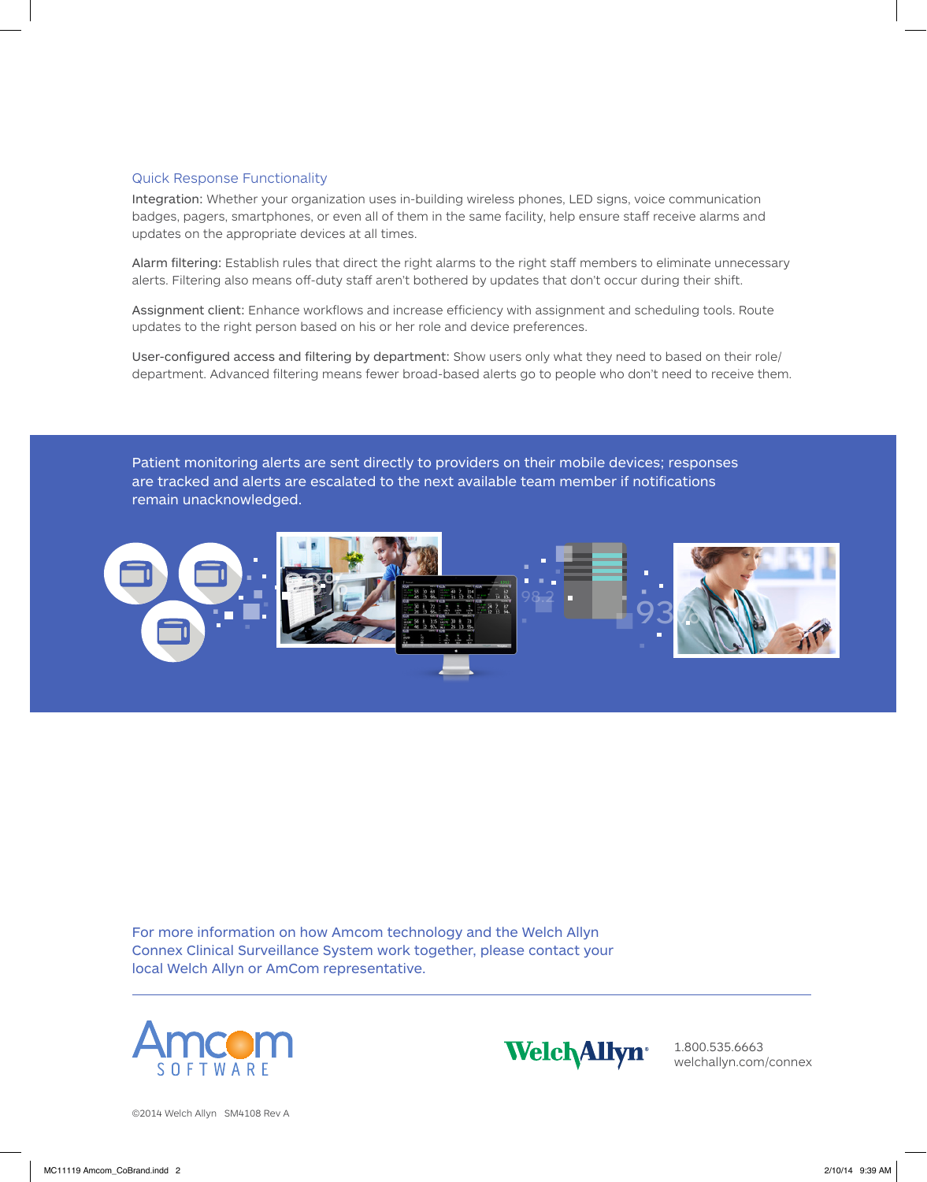## Quick Response Functionality

**Integration:** Whether your organization uses in-building wireless phones, LED signs, voice communication badges, pagers, smartphones, or even all of them in the same facility, help ensure staff receive alarms and updates on the appropriate devices at all times.

**Alarm filtering:** Establish rules that direct the right alarms to the right staff members to eliminate unnecessary alerts. Filtering also means off-duty staff aren't bothered by updates that don't occur during their shift.

**Assignment client:** Enhance workflows and increase efficiency with assignment and scheduling tools. Route updates to the right person based on his or her role and device preferences.

**User-configured access and filtering by department:** Show users only what they need to based on their role/department. Advanced filtering means fewer broad-based alerts go to people who don't need to receive them.

Patient monitoring alerts are sent directly to providers on their mobile devices; responses are tracked and alerts are escalated to the next available team member if notifications remain unacknowledged.

For more information on how Amcom technology and the Welch Allyn Connex Clinical Surveillance System work together, please contact your local Welch Allyn or AmCom representative.

Amcom SOFTWARE

Welch Allyn

1.800.535.6663
welchallyn.com/connex

©2014 Welch Allyn SM4108 Rev A